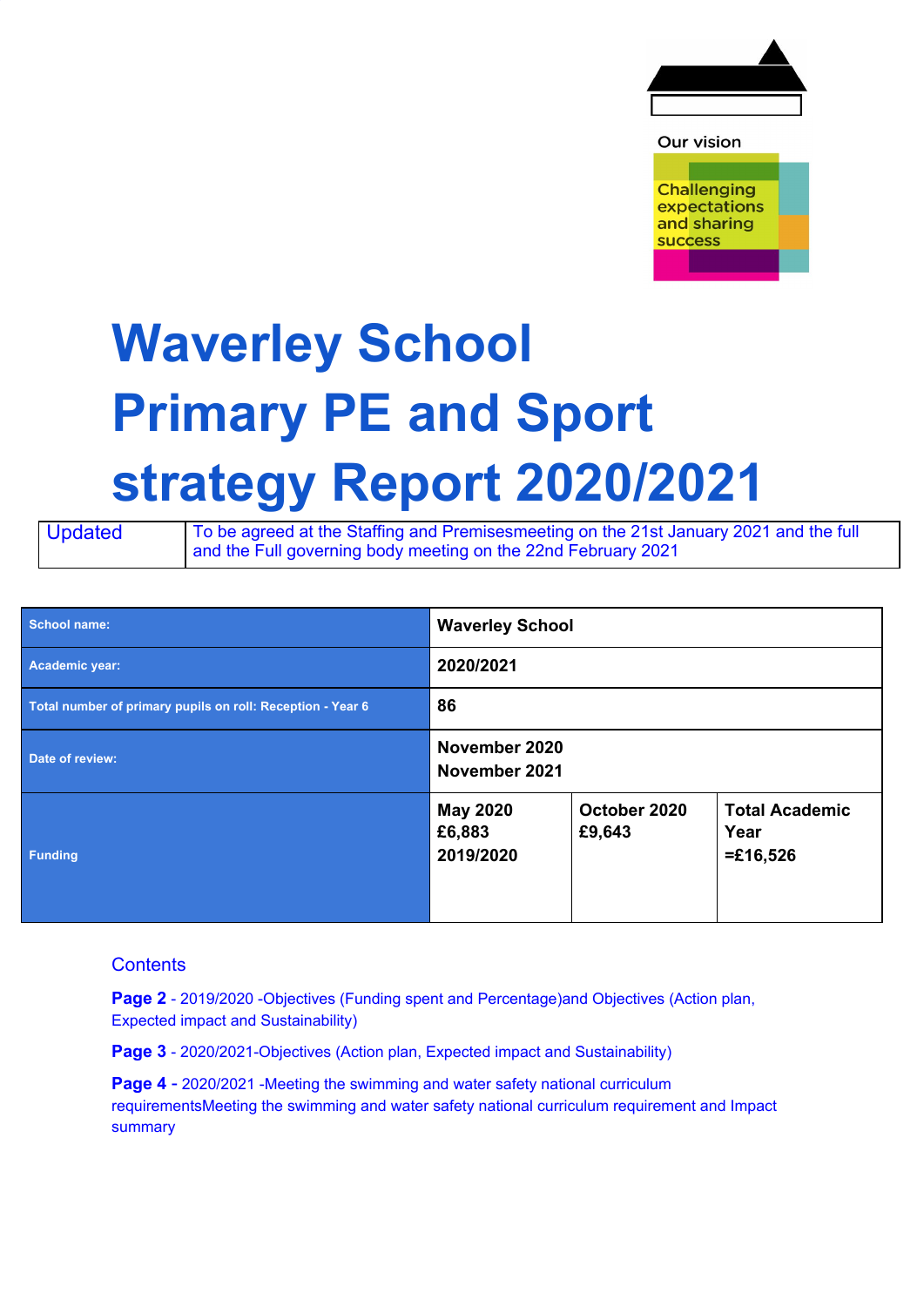Our vision

Challenging expectations and sharing success

# Waverley School Primary PE and Sport strategy Report 2020/2021

| Updated | To be agreed at the Staffing and Premisesmeeting on the 21st January 2021 and the full and the Full governing body meeting on the 22nd February 2021 |
|---|---|

| School name: | Waverley School | | |
|---|---|---|---|
| Academic year: | 2020/2021 | | |
| Total number of primary pupils on roll: Reception - Year 6 | 86 | | |
| Date of review: | November 2020<br>November 2021 | | |
| Funding | May 2020<br>£6,883<br>2019/2020 | October 2020<br>£9,643 | Total Academic Year<br>=£16,526 |

## Contents

**Page 2** - 2019/2020 -Objectives (Funding spent and Percentage)and Objectives (Action plan, Expected impact and Sustainability)

**Page 3** - 2020/2021-Objectives (Action plan, Expected impact and Sustainability)

**Page 4** - 2020/2021 -Meeting the swimming and water safety national curriculum requirementsMeeting the swimming and water safety national curriculum requirement and Impact summary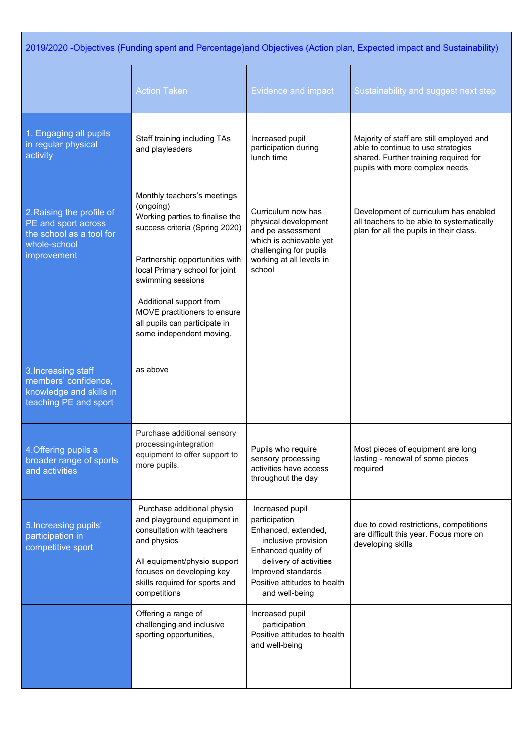| 2019/2020 -Objectives (Funding spent and Percentage)and Objectives (Action plan, Expected impact and Sustainability) | | | |
|---|---|---|---|
| | Action Taken | Evidence and impact | Sustainability and suggest next step |
| 1. Engaging all pupils in regular physical activity | Staff training including TAs and playleaders | Increased pupil participation during lunch time | Majority of staff are still employed and able to continue to use strategies shared. Further training required for pupils with more complex needs |
| 2.Raising the profile of PE and sport across the school as a tool for whole-school improvement | Monthly teachers's meetings (ongoing)<br>Working parties to finalise the success criteria (Spring 2020)<br><br>Partnership opportunities with local Primary school for joint swimming sessions<br><br>Additional support from MOVE practitioners to ensure all pupils can participate in some independent moving. | Curriculum now has physical development and pe assessment which is achievable yet challenging for pupils working at all levels in school | Development of curriculum has enabled all teachers to be able to systematically plan for all the pupils in their class. |
| 3.Increasing staff members' confidence, knowledge and skills in teaching PE and sport | as above | | |
| 4.Offering pupils a broader range of sports and activities | Purchase additional sensory processing/integration equipment to offer support to more pupils. | Pupils who require sensory processing activities have access throughout the day | Most pieces of equipment are long lasting - renewal of some pieces required |
| 5.Increasing pupils' participation in competitive sport | Purchase additional physio and playground equipment in consultation with teachers and physios<br><br>All equipment/physio support focuses on developing key skills required for sports and competitions | Increased pupil participation<br>Enhanced, extended, inclusive provision<br>Enhanced quality of delivery of activities<br>Improved standards<br>Positive attitudes to health and well-being | due to covid restrictions, competitions are difficult this year. Focus more on developing skills |
| | Offering a range of challenging and inclusive sporting opportunities, | Increased pupil participation<br>Positive attitudes to health and well-being | |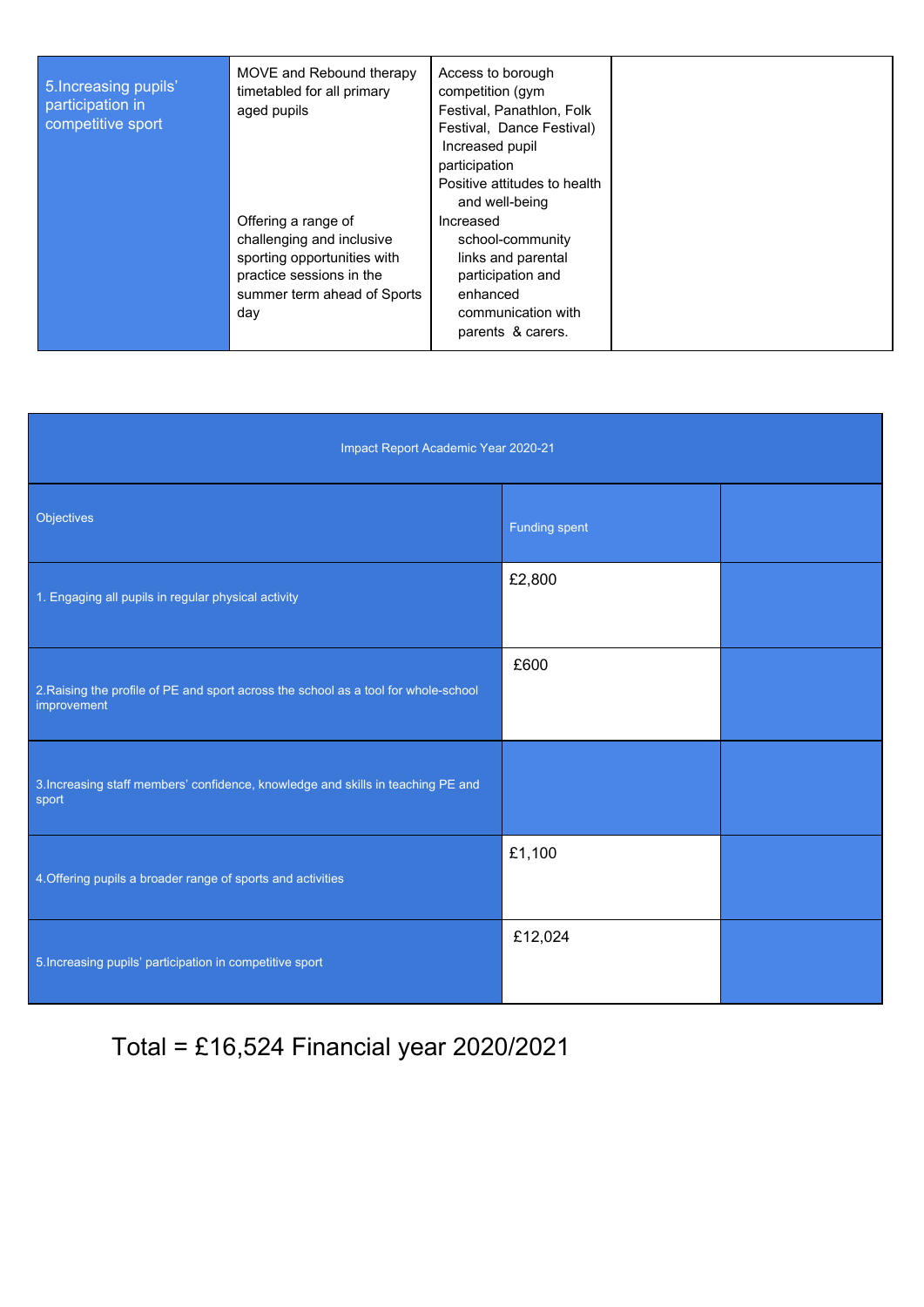| 5.Increasing pupils' participation in competitive sport | MOVE and Rebound therapy timetabled for all primary aged pupils<br><br>Offering a range of challenging and inclusive sporting opportunities with practice sessions in the summer term ahead of Sports day | Access to borough competition (gym Festival, Panathlon, Folk Festival, Dance Festival)<br>Increased pupil participation<br>Positive attitudes to health and well-being<br>Increased school-community links and parental participation and enhanced communication with parents & carers. | |
|---|---|---|---|

| Impact Report Academic Year 2020-21 | | |
|---|---|---|
| Objectives | Funding spent | |
| 1. Engaging all pupils in regular physical activity | £2,800 | |
| 2.Raising the profile of PE and sport across the school as a tool for whole-school improvement | £600 | |
| 3.Increasing staff members' confidence, knowledge and skills in teaching PE and sport | | |
| 4.Offering pupils a broader range of sports and activities | £1,100 | |
| 5.Increasing pupils' participation in competitive sport | £12,024 | |

Total = £16,524 Financial year 2020/2021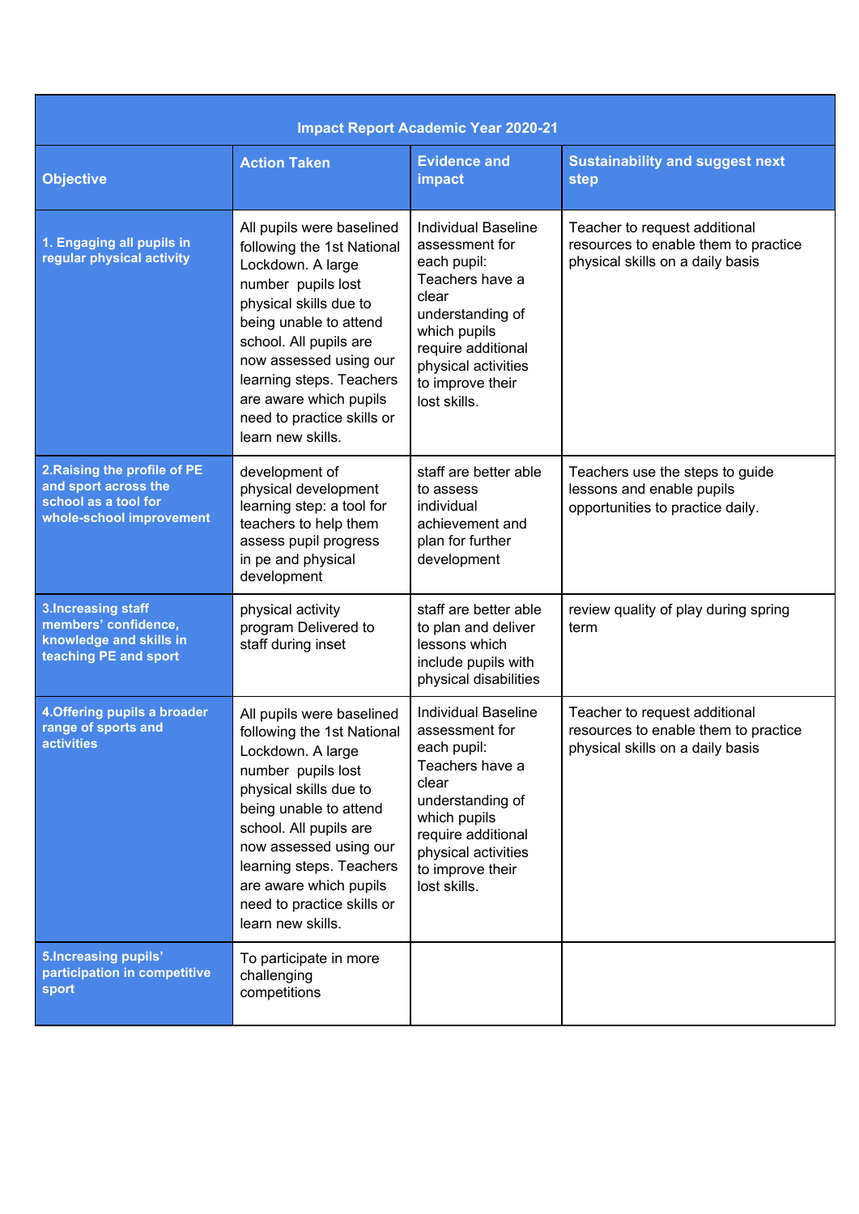| Impact Report Academic Year 2020-21 | | | |
|---|---|---|---|
| **Objective** | **Action Taken** | **Evidence and impact** | **Sustainability and suggest next step** |
| **1. Engaging all pupils in regular physical activity** | All pupils were baselined following the 1st National Lockdown. A large number pupils lost physical skills due to being unable to attend school. All pupils are now assessed using our learning steps. Teachers are aware which pupils need to practice skills or learn new skills. | Individual Baseline assessment for each pupil: Teachers have a clear understanding of which pupils require additional physical activities to improve their lost skills. | Teacher to request additional resources to enable them to practice physical skills on a daily basis |
| **2.Raising the profile of PE and sport across the school as a tool for whole-school improvement** | development of physical development learning step: a tool for teachers to help them assess pupil progress in pe and physical development | staff are better able to assess individual achievement and plan for further development | Teachers use the steps to guide lessons and enable pupils opportunities to practice daily. |
| **3.Increasing staff members' confidence, knowledge and skills in teaching PE and sport** | physical activity program Delivered to staff during inset | staff are better able to plan and deliver lessons which include pupils with physical disabilities | review quality of play during spring term |
| **4.Offering pupils a broader range of sports and activities** | All pupils were baselined following the 1st National Lockdown. A large number pupils lost physical skills due to being unable to attend school. All pupils are now assessed using our learning steps. Teachers are aware which pupils need to practice skills or learn new skills. | Individual Baseline assessment for each pupil: Teachers have a clear understanding of which pupils require additional physical activities to improve their lost skills. | Teacher to request additional resources to enable them to practice physical skills on a daily basis |
| **5.Increasing pupils' participation in competitive sport** | To participate in more challenging competitions | | |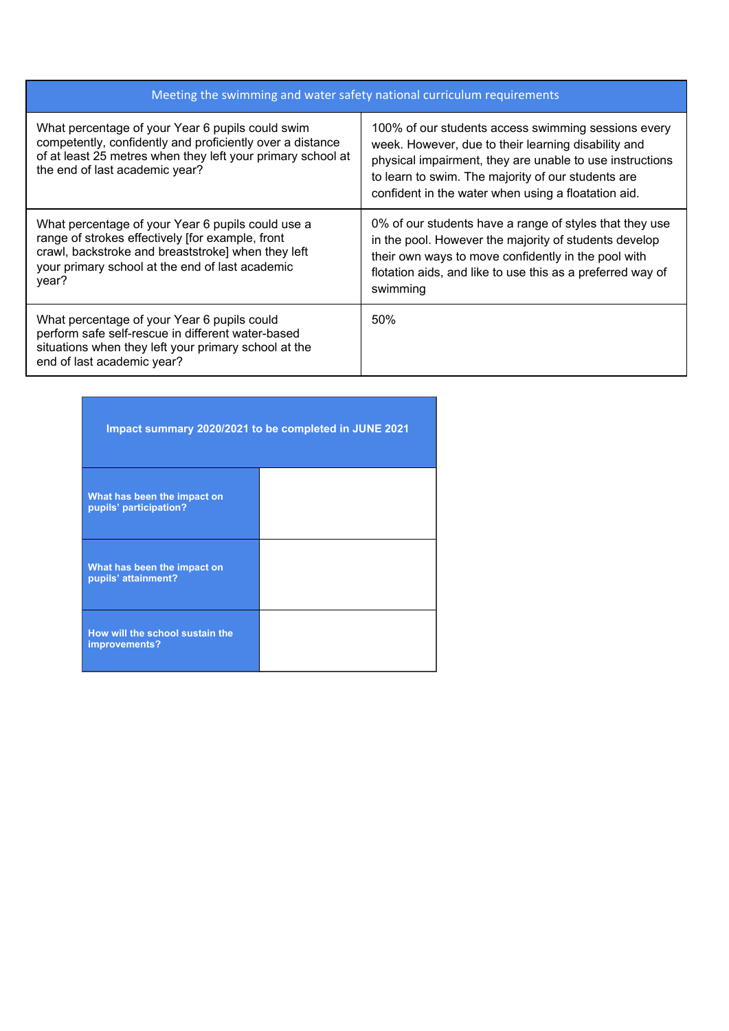| Meeting the swimming and water safety national curriculum requirements | |
|---|---|
| What percentage of your Year 6 pupils could swim competently, confidently and proficiently over a distance of at least 25 metres when they left your primary school at the end of last academic year? | 100% of our students access swimming sessions every week. However, due to their learning disability and physical impairment, they are unable to use instructions to learn to swim. The majority of our students are confident in the water when using a floatation aid. |
| What percentage of your Year 6 pupils could use a range of strokes effectively [for example, front crawl, backstroke and breaststroke] when they left your primary school at the end of last academic year? | 0% of our students have a range of styles that they use in the pool. However the majority of students develop their own ways to move confidently in the pool with flotation aids, and like to use this as a preferred way of swimming |
| What percentage of your Year 6 pupils could perform safe self-rescue in different water-based situations when they left your primary school at the end of last academic year? | 50% |

| Impact summary 2020/2021 to be completed in JUNE 2021 | |
|---|---|
| What has been the impact on pupils' participation? | |
| What has been the impact on pupils' attainment? | |
| How will the school sustain the improvements? | |